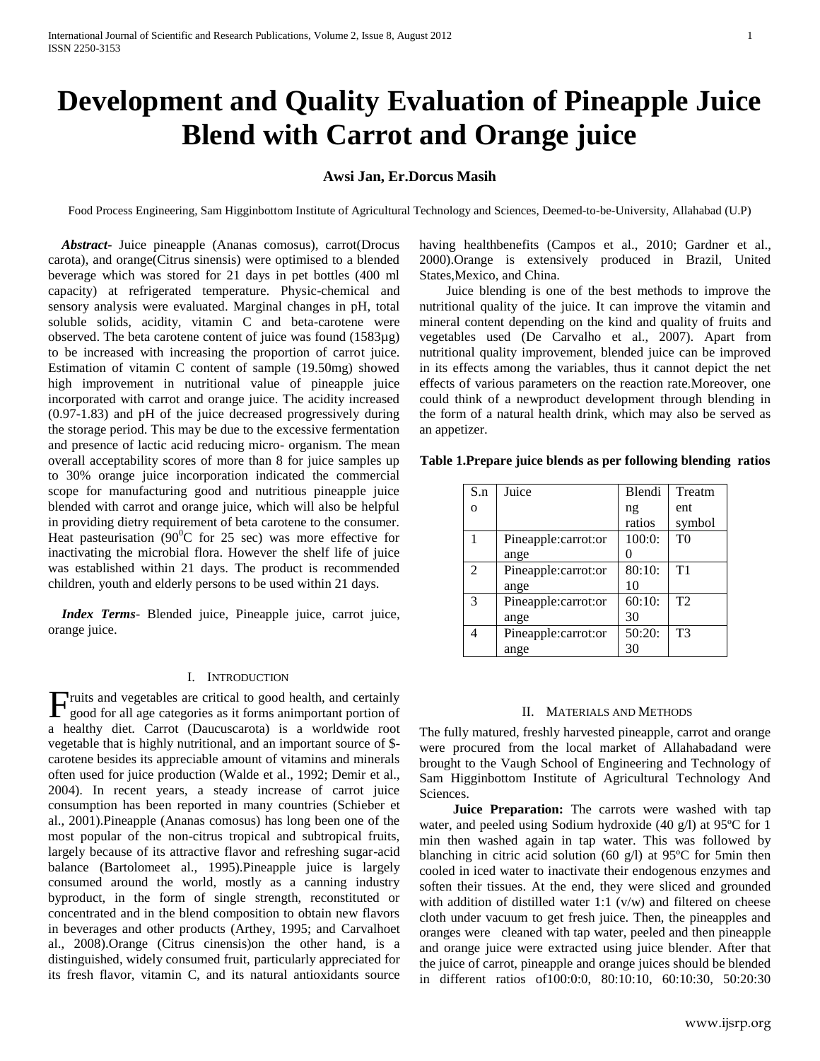# Development and Quality Evaluation of Pineapple Juice Blend with Carrot and Orange juice

**Awsi Jan, Er.Dorcus Masih**

Food Process Engineering, Sam Higginbottom Institute of Agricultural Technology and Sciences, Deemed-to-be-University, Allahabad (U.P)

***Abstract-*** Juice pineapple (Ananas comosus), carrot(Drocus carota), and orange(Citrus sinensis) were optimised to a blended beverage which was stored for 21 days in pet bottles (400 ml capacity) at refrigerated temperature. Physic-chemical and sensory analysis were evaluated. Marginal changes in pH, total soluble solids, acidity, vitamin C and beta-carotene were observed. The beta carotene content of juice was found (1583µg) to be increased with increasing the proportion of carrot juice. Estimation of vitamin C content of sample (19.50mg) showed high improvement in nutritional value of pineapple juice incorporated with carrot and orange juice. The acidity increased (0.97-1.83) and pH of the juice decreased progressively during the storage period. This may be due to the excessive fermentation and presence of lactic acid reducing micro- organism. The mean overall acceptability scores of more than 8 for juice samples up to 30% orange juice incorporation indicated the commercial scope for manufacturing good and nutritious pineapple juice blended with carrot and orange juice, which will also be helpful in providing dietry requirement of beta carotene to the consumer. Heat pasteurisation ($90^0$C for 25 sec) was more effective for inactivating the microbial flora. However the shelf life of juice was established within 21 days. The product is recommended children, youth and elderly persons to be used within 21 days.

***Index Terms-*** Blended juice, Pineapple juice, carrot juice, orange juice.

## I. Introduction

Fruits and vegetables are critical to good health, and certainly good for all age categories as it forms animportant portion of a healthy diet. Carrot (Daucuscarota) is a worldwide root vegetable that is highly nutritional, and an important source of $-carotene besides its appreciable amount of vitamins and minerals often used for juice production (Walde et al., 1992; Demir et al., 2004). In recent years, a steady increase of carrot juice consumption has been reported in many countries (Schieber et al., 2001).Pineapple (Ananas comosus) has long been one of the most popular of the non-citrus tropical and subtropical fruits, largely because of its attractive flavor and refreshing sugar-acid balance (Bartolomeet al., 1995).Pineapple juice is largely consumed around the world, mostly as a canning industry byproduct, in the form of single strength, reconstituted or concentrated and in the blend composition to obtain new flavors in beverages and other products (Arthey, 1995; and Carvalhoet al., 2008).Orange (Citrus cinensis)on the other hand, is a distinguished, widely consumed fruit, particularly appreciated for its fresh flavor, vitamin C, and its natural antioxidants source having healthbenefits (Campos et al., 2010; Gardner et al., 2000).Orange is extensively produced in Brazil, United States,Mexico, and China.

Juice blending is one of the best methods to improve the nutritional quality of the juice. It can improve the vitamin and mineral content depending on the kind and quality of fruits and vegetables used (De Carvalho et al., 2007). Apart from nutritional quality improvement, blended juice can be improved in its effects among the variables, thus it cannot depict the net effects of various parameters on the reaction rate.Moreover, one could think of a newproduct development through blending in the form of a natural health drink, which may also be served as an appetizer.

**Table 1.Prepare juice blends as per following blending ratios**

| S.no | Juice | Blending ratios | Treatment symbol |
|---|---|---|---|
| 1 | Pineapple:carrot:orange | 100:0:0 | T0 |
| 2 | Pineapple:carrot:orange | 80:10:10 | T1 |
| 3 | Pineapple:carrot:orange | 60:10:30 | T2 |
| 4 | Pineapple:carrot:orange | 50:20:30 | T3 |

## II. Materials and Methods

The fully matured, freshly harvested pineapple, carrot and orange were procured from the local market of Allahabadand were brought to the Vaugh School of Engineering and Technology of Sam Higginbottom Institute of Agricultural Technology And Sciences.

**Juice Preparation:** The carrots were washed with tap water, and peeled using Sodium hydroxide (40 g/l) at 95ºC for 1 min then washed again in tap water. This was followed by blanching in citric acid solution (60 g/l) at 95ºC for 5min then cooled in iced water to inactivate their endogenous enzymes and soften their tissues. At the end, they were sliced and grounded with addition of distilled water 1:1 (v/w) and filtered on cheese cloth under vacuum to get fresh juice. Then, the pineapples and oranges were cleaned with tap water, peeled and then pineapple and orange juice were extracted using juice blender. After that the juice of carrot, pineapple and orange juices should be blended in different ratios of100:0:0, 80:10:10, 60:10:30, 50:20:30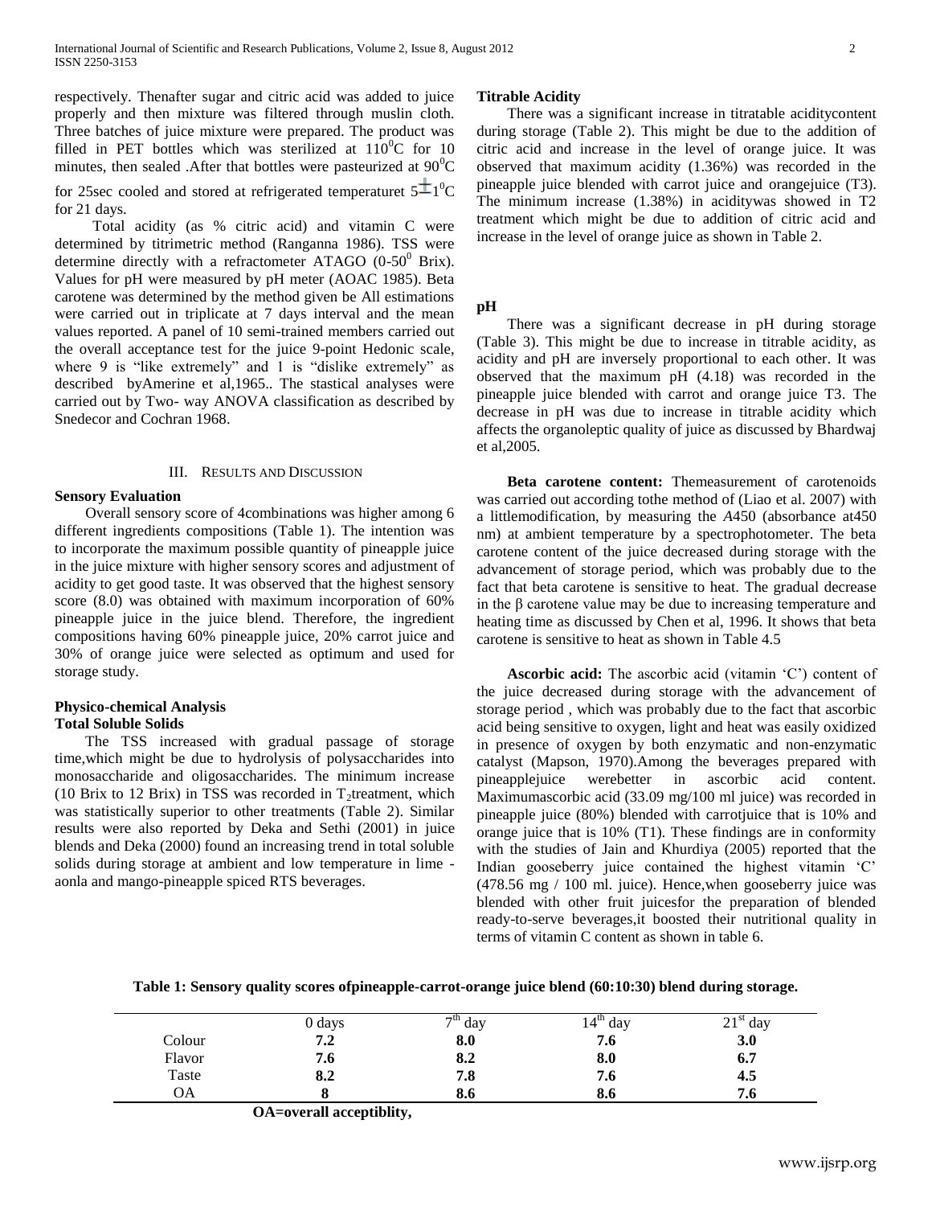respectively. Thenafter sugar and citric acid was added to juice properly and then mixture was filtered through muslin cloth. Three batches of juice mixture were prepared. The product was filled in PET bottles which was sterilized at $110^0$C for 10 minutes, then sealed .After that bottles were pasteurized at $90^0$C for 25sec cooled and stored at refrigerated temperaturet $5\pm1^0$C for 21 days.

Total acidity (as % citric acid) and vitamin C were determined by titrimetric method (Ranganna 1986). TSS were determine directly with a refractometer ATAGO ($0\text{-}50^0$ Brix). Values for pH were measured by pH meter (AOAC 1985). Beta carotene was determined by the method given be All estimations were carried out in triplicate at 7 days interval and the mean values reported. A panel of 10 semi-trained members carried out the overall acceptance test for the juice 9-point Hedonic scale, where 9 is "like extremely" and 1 is "dislike extremely" as described byAmerine et al,1965.. The stastical analyses were carried out by Two- way ANOVA classification as described by Snedecor and Cochran 1968.

## III. Results and Discussion

### Sensory Evaluation

Overall sensory score of 4combinations was higher among 6 different ingredients compositions (Table 1). The intention was to incorporate the maximum possible quantity of pineapple juice in the juice mixture with higher sensory scores and adjustment of acidity to get good taste. It was observed that the highest sensory score (8.0) was obtained with maximum incorporation of 60% pineapple juice in the juice blend. Therefore, the ingredient compositions having 60% pineapple juice, 20% carrot juice and 30% of orange juice were selected as optimum and used for storage study.

### Physico-chemical Analysis

### Total Soluble Solids

The TSS increased with gradual passage of storage time,which might be due to hydrolysis of polysaccharides into monosaccharide and oligosaccharides. The minimum increase (10 Brix to 12 Brix) in TSS was recorded in $T_2$treatment, which was statistically superior to other treatments (Table 2). Similar results were also reported by Deka and Sethi (2001) in juice blends and Deka (2000) found an increasing trend in total soluble solids during storage at ambient and low temperature in lime - aonla and mango-pineapple spiced RTS beverages.

### Titrable Acidity

There was a significant increase in titratable aciditycontent during storage (Table 2). This might be due to the addition of citric acid and increase in the level of orange juice. It was observed that maximum acidity (1.36%) was recorded in the pineapple juice blended with carrot juice and orangejuice (T3). The minimum increase (1.38%) in aciditywas showed in T2 treatment which might be due to addition of citric acid and increase in the level of orange juice as shown in Table 2.

### pH

There was a significant decrease in pH during storage (Table 3). This might be due to increase in titrable acidity, as acidity and pH are inversely proportional to each other. It was observed that the maximum pH (4.18) was recorded in the pineapple juice blended with carrot and orange juice T3. The decrease in pH was due to increase in titrable acidity which affects the organoleptic quality of juice as discussed by Bhardwaj et al,2005.

**Beta carotene content:** Themeasurement of carotenoids was carried out according tothe method of (Liao et al. 2007) with a littlemodification, by measuring the *A*450 (absorbance at450 nm) at ambient temperature by a spectrophotometer. The beta carotene content of the juice decreased during storage with the advancement of storage period, which was probably due to the fact that beta carotene is sensitive to heat. The gradual decrease in the β carotene value may be due to increasing temperature and heating time as discussed by Chen et al, 1996. It shows that beta carotene is sensitive to heat as shown in Table 4.5

**Ascorbic acid:** The ascorbic acid (vitamin 'C') content of the juice decreased during storage with the advancement of storage period , which was probably due to the fact that ascorbic acid being sensitive to oxygen, light and heat was easily oxidized in presence of oxygen by both enzymatic and non-enzymatic catalyst (Mapson, 1970).Among the beverages prepared with pineapplejuice werebetter in ascorbic acid content. Maximumascorbic acid (33.09 mg/100 ml juice) was recorded in pineapple juice (80%) blended with carrotjuice that is 10% and orange juice that is 10% (T1). These findings are in conformity with the studies of Jain and Khurdiya (2005) reported that the Indian gooseberry juice contained the highest vitamin 'C' (478.56 mg / 100 ml. juice). Hence,when gooseberry juice was blended with other fruit juicesfor the preparation of blended ready-to-serve beverages,it boosted their nutritional quality in terms of vitamin C content as shown in table 6.

**Table 1: Sensory quality scores ofpineapple-carrot-orange juice blend (60:10:30) blend during storage.**

| | 0 days | $7^{th}$ day | $14^{th}$ day | $21^{st}$ day |
|---|---|---|---|---|
| Colour | **7.2** | **8.0** | **7.6** | **3.0** |
| Flavor | **7.6** | **8.2** | **8.0** | **6.7** |
| Taste | **8.2** | **7.8** | **7.6** | **4.5** |
| OA | **8** | **8.6** | **8.6** | **7.6** |

**OA=overall acceptiblity,**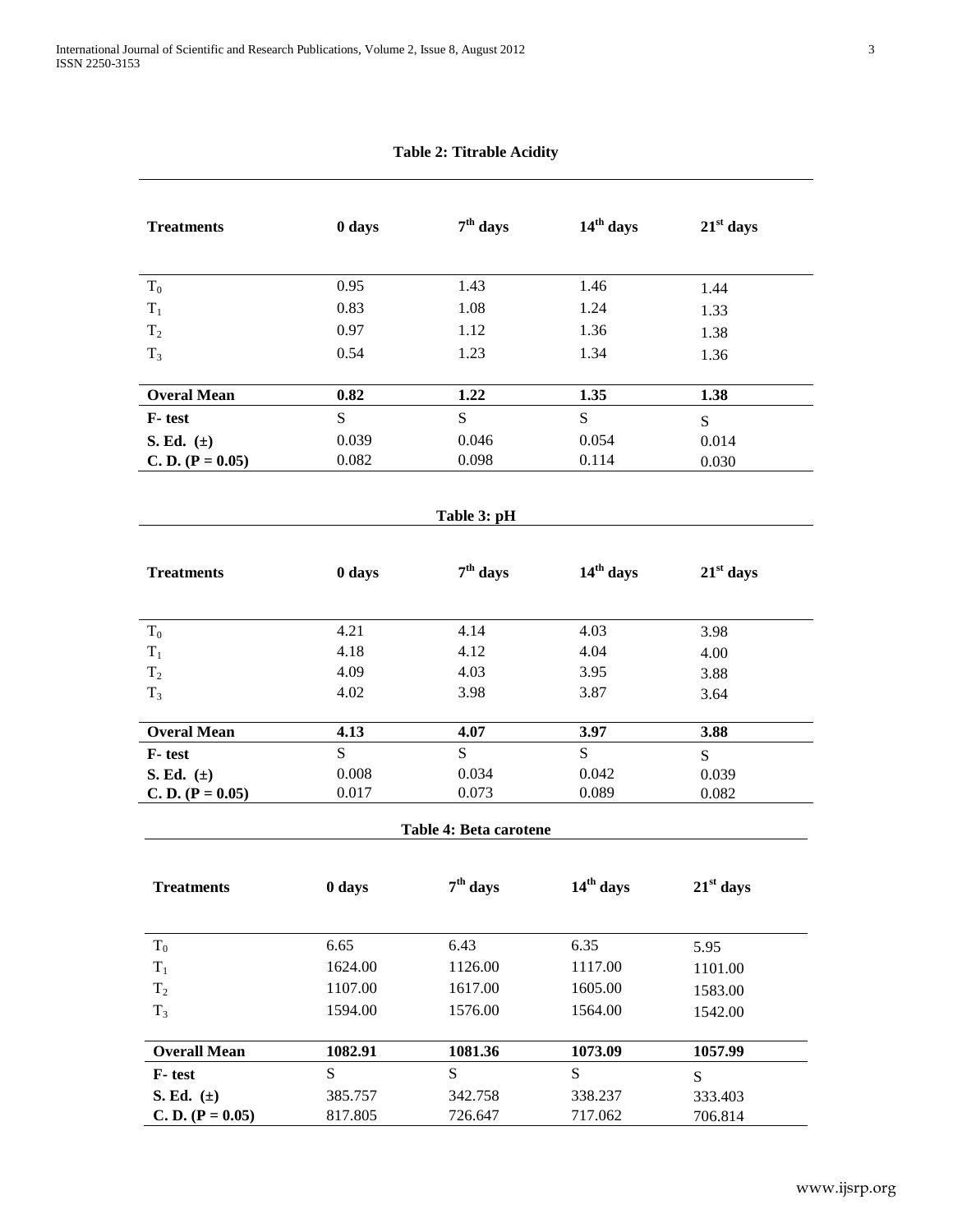**Table 2: Titrable Acidity**

| Treatments | 0 days | $7^{th}$ days | $14^{th}$ days | $21^{st}$ days |
|---|---|---|---|---|
| $T_0$ | 0.95 | 1.43 | 1.46 | 1.44 |
| $T_1$ | 0.83 | 1.08 | 1.24 | 1.33 |
| $T_2$ | 0.97 | 1.12 | 1.36 | 1.38 |
| $T_3$ | 0.54 | 1.23 | 1.34 | 1.36 |
| **Overal Mean** | **0.82** | **1.22** | **1.35** | **1.38** |
| **F- test** | S | S | S | S |
| **S. Ed. (±)** | 0.039 | 0.046 | 0.054 | 0.014 |
| **C. D. (P = 0.05)** | 0.082 | 0.098 | 0.114 | 0.030 |

**Table 3: pH**

| Treatments | 0 days | $7^{th}$ days | $14^{th}$ days | $21^{st}$ days |
|---|---|---|---|---|
| $T_0$ | 4.21 | 4.14 | 4.03 | 3.98 |
| $T_1$ | 4.18 | 4.12 | 4.04 | 4.00 |
| $T_2$ | 4.09 | 4.03 | 3.95 | 3.88 |
| $T_3$ | 4.02 | 3.98 | 3.87 | 3.64 |
| **Overal Mean** | **4.13** | **4.07** | **3.97** | **3.88** |
| **F- test** | S | S | S | S |
| **S. Ed. (±)** | 0.008 | 0.034 | 0.042 | 0.039 |
| **C. D. (P = 0.05)** | 0.017 | 0.073 | 0.089 | 0.082 |

**Table 4: Beta carotene**

| Treatments | 0 days | $7^{th}$ days | $14^{th}$ days | $21^{st}$ days |
|---|---|---|---|---|
| $T_0$ | 6.65 | 6.43 | 6.35 | 5.95 |
| $T_1$ | 1624.00 | 1126.00 | 1117.00 | 1101.00 |
| $T_2$ | 1107.00 | 1617.00 | 1605.00 | 1583.00 |
| $T_3$ | 1594.00 | 1576.00 | 1564.00 | 1542.00 |
| **Overall Mean** | **1082.91** | **1081.36** | **1073.09** | **1057.99** |
| **F- test** | S | S | S | S |
| **S. Ed. (±)** | 385.757 | 342.758 | 338.237 | 333.403 |
| **C. D. (P = 0.05)** | 817.805 | 726.647 | 717.062 | 706.814 |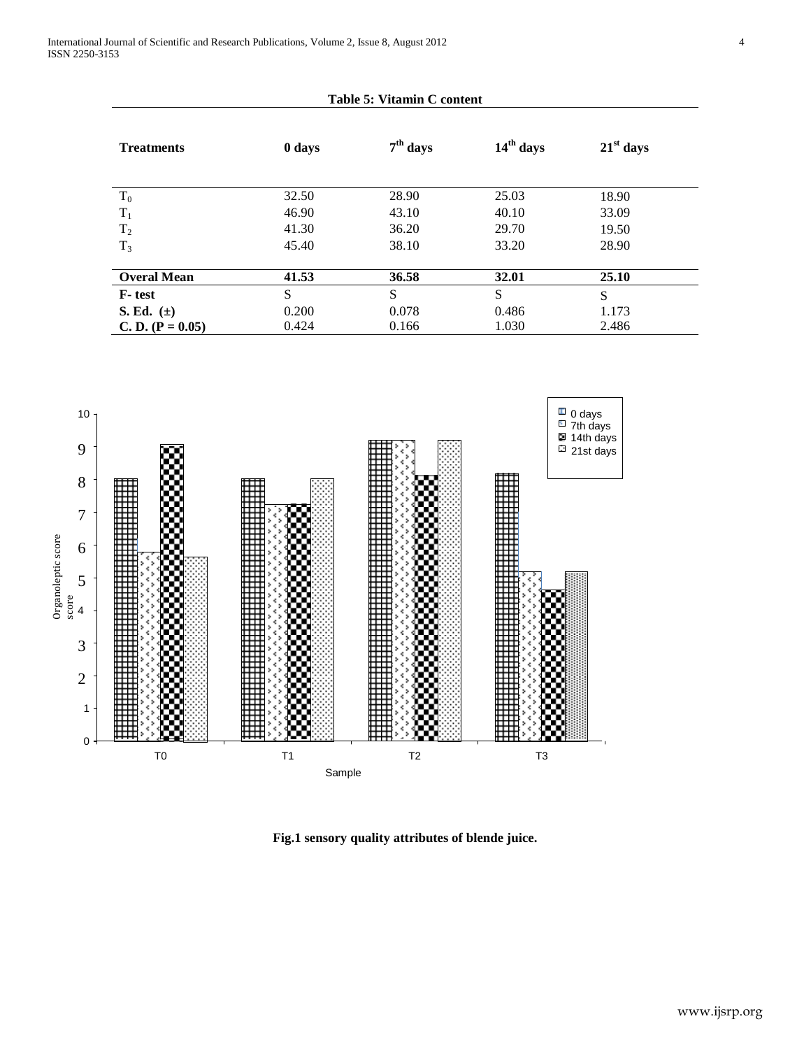**Table 5: Vitamin C content**

| Treatments | 0 days | $7^{th}$ days | $14^{th}$ days | $21^{st}$ days |
|---|---|---|---|---|
| $T_0$ | 32.50 | 28.90 | 25.03 | 18.90 |
| $T_1$ | 46.90 | 43.10 | 40.10 | 33.09 |
| $T_2$ | 41.30 | 36.20 | 29.70 | 19.50 |
| $T_3$ | 45.40 | 38.10 | 33.20 | 28.90 |
| **Overal Mean** | **41.53** | **36.58** | **32.01** | **25.10** |
| **F- test** | S | S | S | S |
| **S. Ed. (±)** | 0.200 | 0.078 | 0.486 | 1.173 |
| **C. D. (P = 0.05)** | 0.424 | 0.166 | 1.030 | 2.486 |

**Fig.1 sensory quality attributes of blende juice.**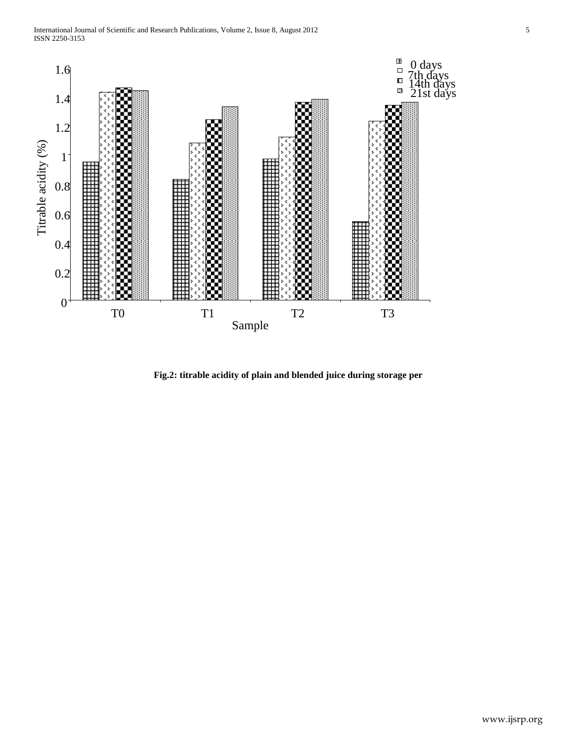**Fig.2: titrable acidity of plain and blended juice during storage per**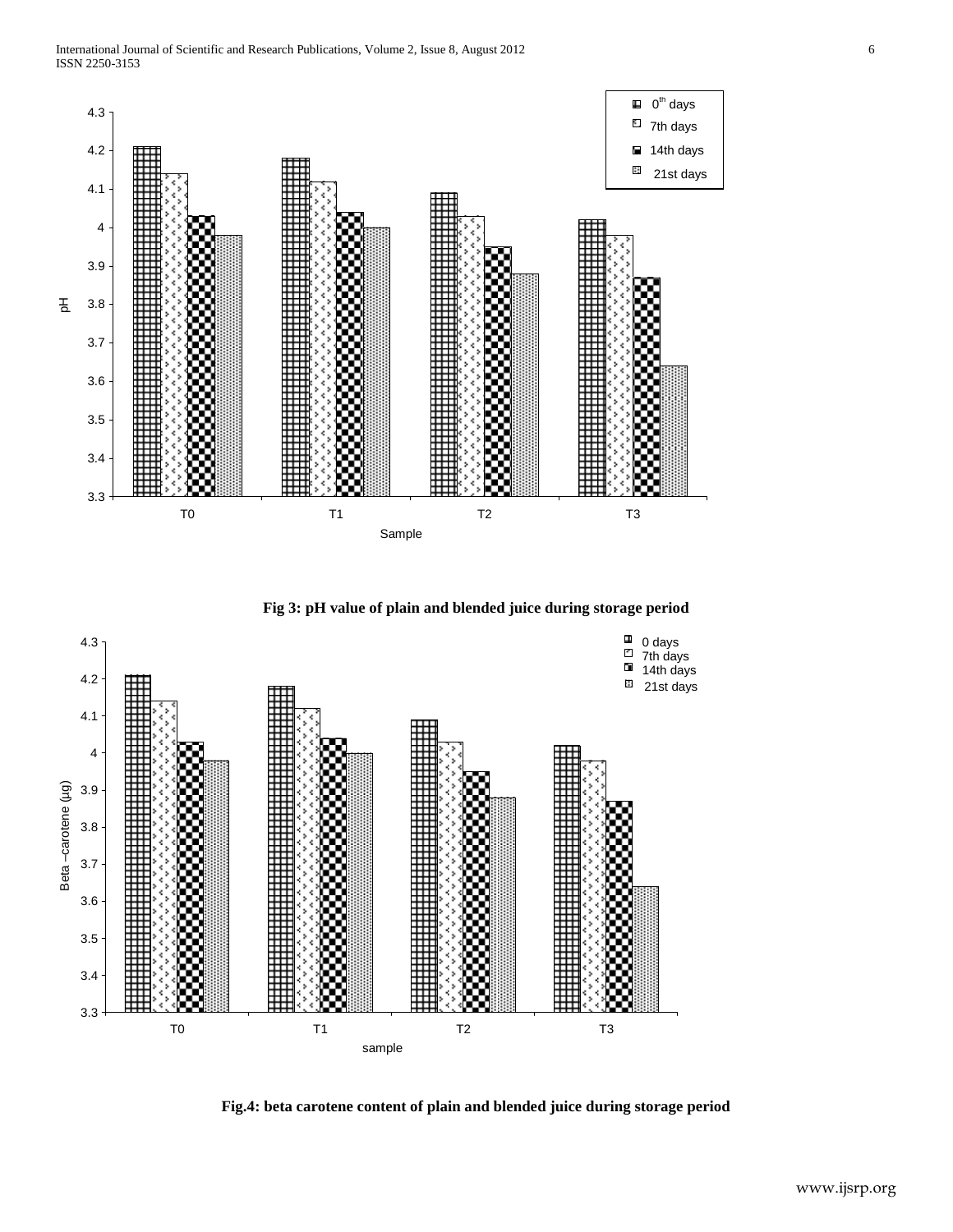Fig 3: pH value of plain and blended juice during storage period

Fig.4: beta carotene content of plain and blended juice during storage period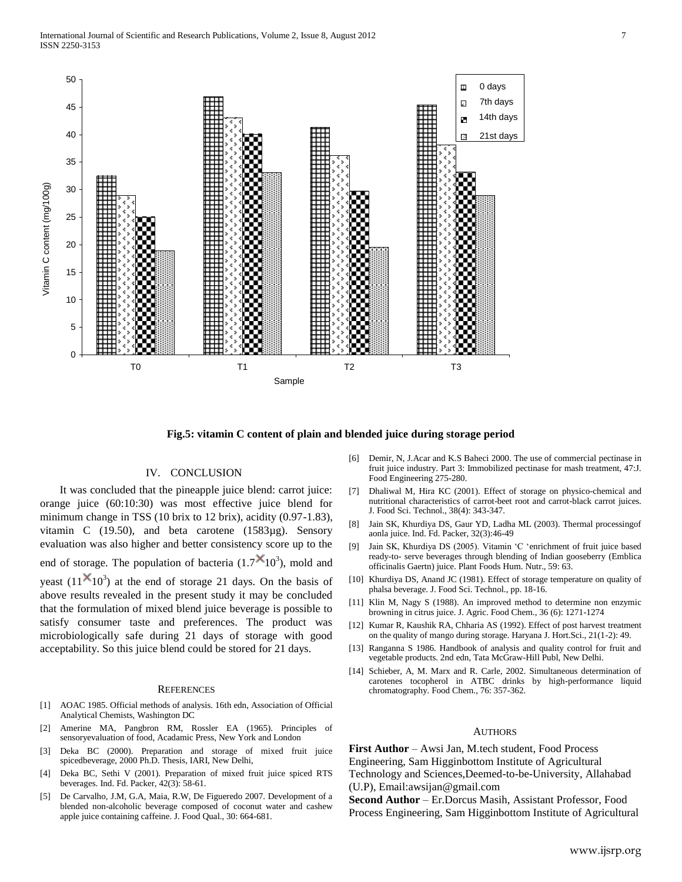Fig.5: vitamin C content of plain and blended juice during storage period

## IV. CONCLUSION

It was concluded that the pineapple juice blend: carrot juice: orange juice (60:10:30) was most effective juice blend for minimum change in TSS (10 brix to 12 brix), acidity (0.97-1.83), vitamin C (19.50), and beta carotene (1583µg). Sensory evaluation was also higher and better consistency score up to the end of storage. The population of bacteria ($1.7 \times 10^3$), mold and yeast ($11 \times 10^3$) at the end of storage 21 days. On the basis of above results revealed in the present study it may be concluded that the formulation of mixed blend juice beverage is possible to satisfy consumer taste and preferences. The product was microbiologically safe during 21 days of storage with good acceptability. So this juice blend could be stored for 21 days.

## REFERENCES

[1] AOAC 1985. Official methods of analysis. 16th edn, Association of Official Analytical Chemists, Washington DC

[2] Amerine MA, Pangbron RM, Rossler EA (1965). Principles of sensoryevaluation of food, Acadamic Press, New York and London

[3] Deka BC (2000). Preparation and storage of mixed fruit juice spicedbeverage, 2000 Ph.D. Thesis, IARI, New Delhi,

[4] Deka BC, Sethi V (2001). Preparation of mixed fruit juice spiced RTS beverages. Ind. Fd. Packer, 42(3): 58-61.

[5] De Carvalho, J.M, G.A, Maia, R.W, De Figueredo 2007. Development of a blended non-alcoholic beverage composed of coconut water and cashew apple juice containing caffeine. J. Food Qual., 30: 664-681.

[6] Demir, N, J.Acar and K.S Baheci 2000. The use of commercial pectinase in fruit juice industry. Part 3: Immobilized pectinase for mash treatment, 47:J. Food Engineering 275-280.

[7] Dhaliwal M, Hira KC (2001). Effect of storage on physico-chemical and nutritional characteristics of carrot-beet root and carrot-black carrot juices. J. Food Sci. Technol., 38(4): 343-347.

[8] Jain SK, Khurdiya DS, Gaur YD, Ladha ML (2003). Thermal processingof aonla juice. Ind. Fd. Packer, 32(3):46-49

[9] Jain SK, Khurdiya DS (2005). Vitamin 'C 'enrichment of fruit juice based ready-to- serve beverages through blending of Indian gooseberry (Emblica officinalis Gaertn) juice. Plant Foods Hum. Nutr., 59: 63.

[10] Khurdiya DS, Anand JC (1981). Effect of storage temperature on quality of phalsa beverage. J. Food Sci. Technol., pp. 18-16.

[11] Klin M, Nagy S (1988). An improved method to determine non enzymic browning in citrus juice. J. Agric. Food Chem., 36 (6): 1271-1274

[12] Kumar R, Kaushik RA, Chharia AS (1992). Effect of post harvest treatment on the quality of mango during storage. Haryana J. Hort.Sci., 21(1-2): 49.

[13] Ranganna S 1986. Handbook of analysis and quality control for fruit and vegetable products. 2nd edn, Tata McGraw-Hill Publ, New Delhi.

[14] Schieber, A, M. Marx and R. Carle, 2002. Simultaneous determination of carotenes tocopherol in ATBC drinks by high-performance liquid chromatography. Food Chem., 76: 357-362.

## AUTHORS

**First Author** – Awsi Jan, M.tech student, Food Process Engineering, Sam Higginbottom Institute of Agricultural Technology and Sciences,Deemed-to-be-University, Allahabad (U.P), Email:awsijan@gmail.com

**Second Author** – Er.Dorcus Masih, Assistant Professor, Food Process Engineering, Sam Higginbottom Institute of Agricultural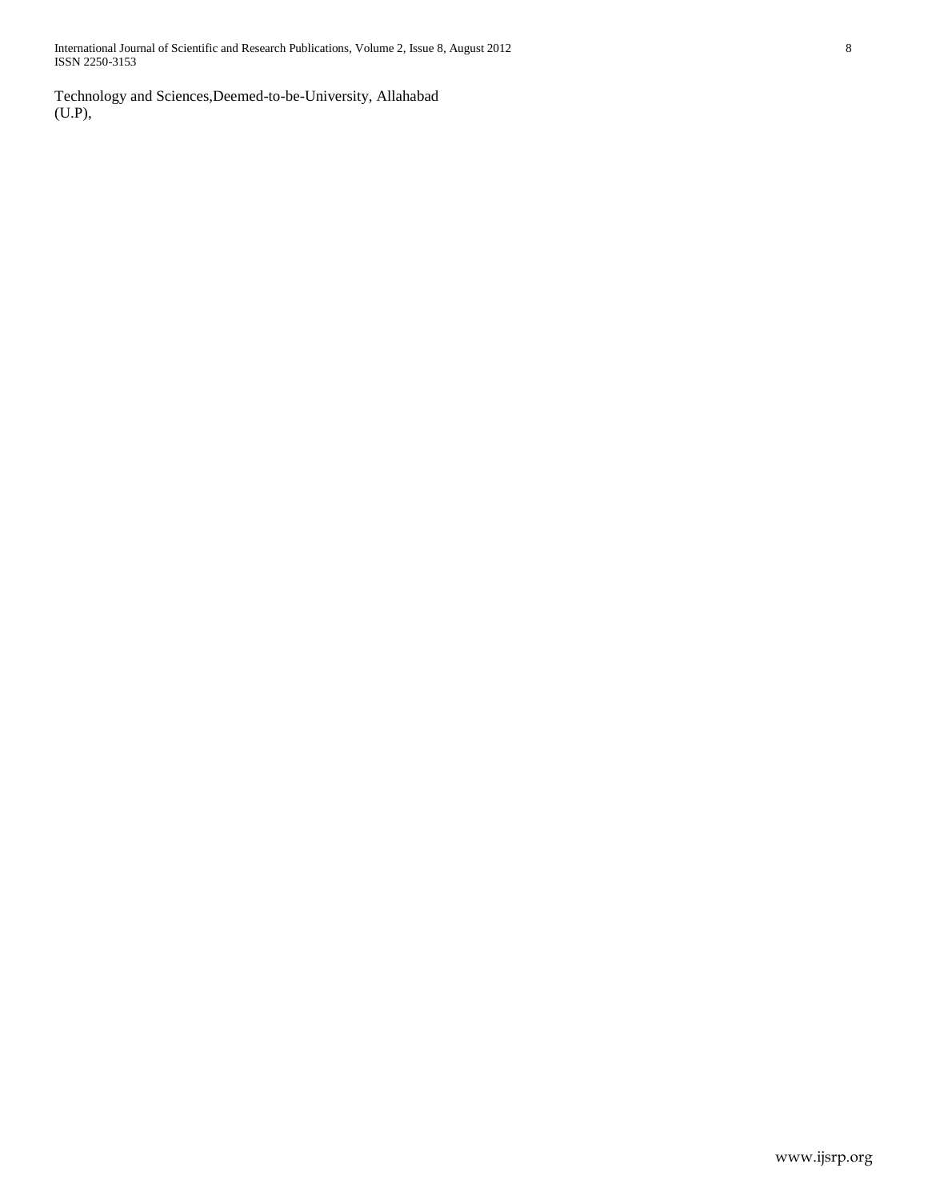Technology and Sciences,Deemed-to-be-University, Allahabad (U.P),